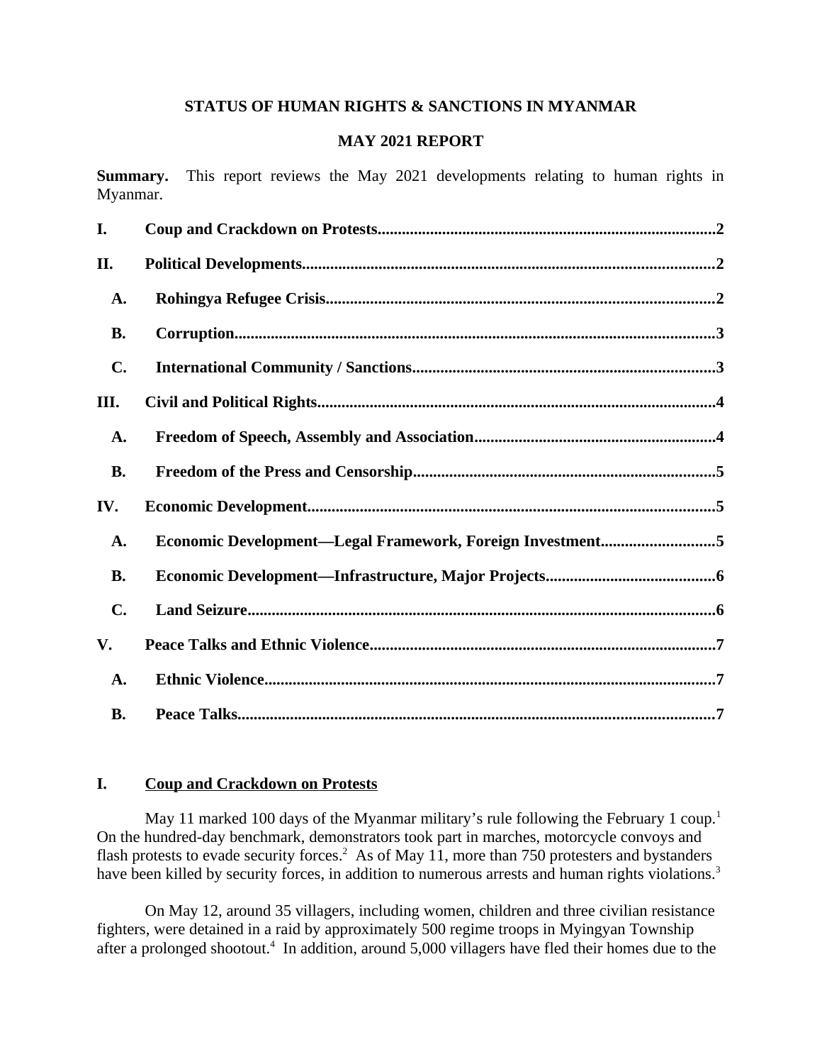**STATUS OF HUMAN RIGHTS & SANCTIONS IN MYANMAR**

**MAY 2021 REPORT**

**Summary.** This report reviews the May 2021 developments relating to human rights in Myanmar.

**I. Coup and Crackdown on Protests....................2**

**II. Political Developments....................2**

- **A. Rohingya Refugee Crisis....................2**
- **B. Corruption....................3**
- **C. International Community / Sanctions....................3**

**III. Civil and Political Rights....................4**

- **A. Freedom of Speech, Assembly and Association....................4**
- **B. Freedom of the Press and Censorship....................5**

**IV. Economic Development....................5**

- **A. Economic Development—Legal Framework, Foreign Investment....................5**
- **B. Economic Development—Infrastructure, Major Projects....................6**
- **C. Land Seizure....................6**

**V. Peace Talks and Ethnic Violence....................7**

- **A. Ethnic Violence....................7**
- **B. Peace Talks....................7**

## I. Coup and Crackdown on Protests

May 11 marked 100 days of the Myanmar military's rule following the February 1 coup.[1] On the hundred-day benchmark, demonstrators took part in marches, motorcycle convoys and flash protests to evade security forces.[2] As of May 11, more than 750 protesters and bystanders have been killed by security forces, in addition to numerous arrests and human rights violations.[3]

On May 12, around 35 villagers, including women, children and three civilian resistance fighters, were detained in a raid by approximately 500 regime troops in Myingyan Township after a prolonged shootout.[4] In addition, around 5,000 villagers have fled their homes due to the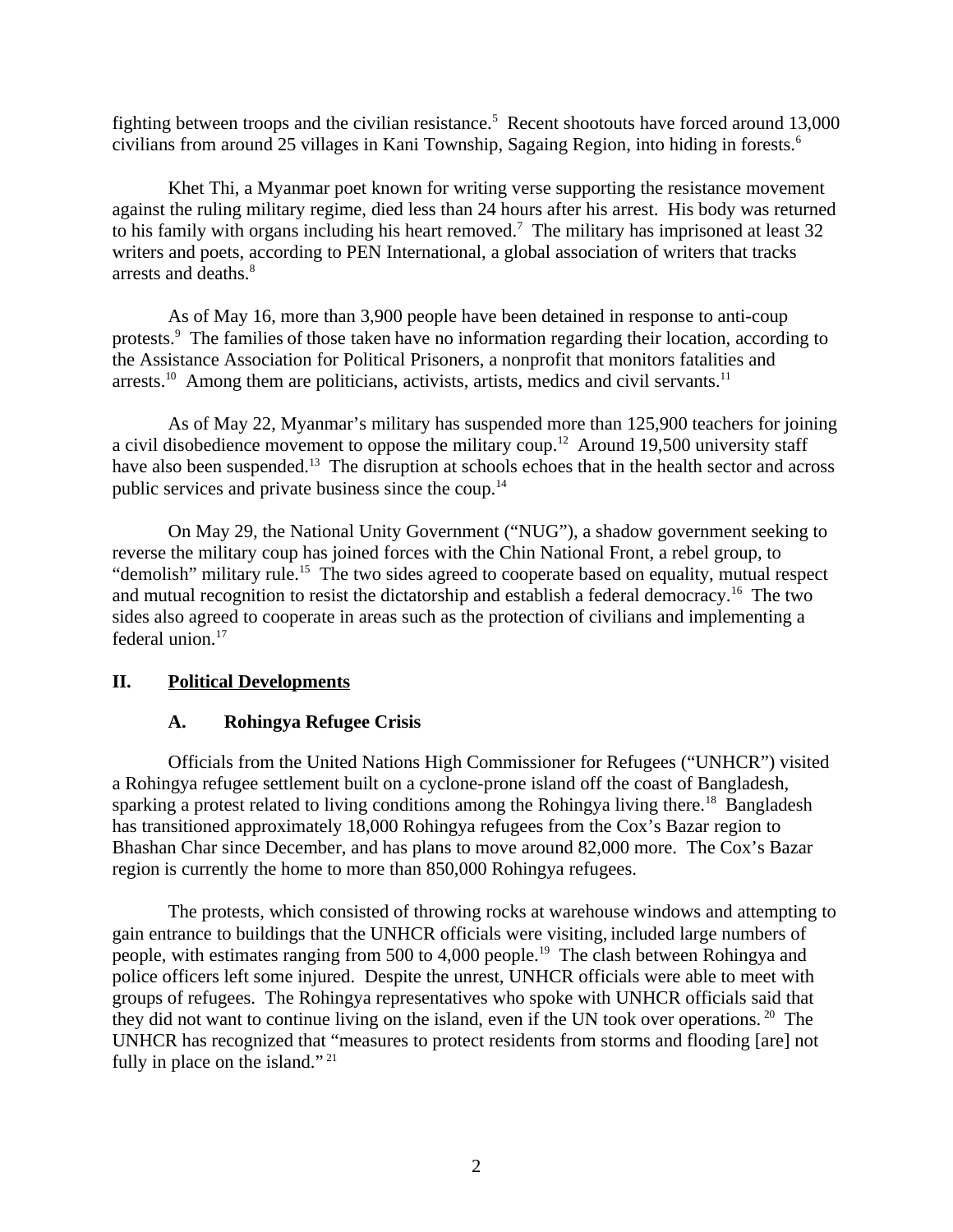fighting between troops and the civilian resistance.[5] Recent shootouts have forced around 13,000 civilians from around 25 villages in Kani Township, Sagaing Region, into hiding in forests.[6]

Khet Thi, a Myanmar poet known for writing verse supporting the resistance movement against the ruling military regime, died less than 24 hours after his arrest. His body was returned to his family with organs including his heart removed.[7] The military has imprisoned at least 32 writers and poets, according to PEN International, a global association of writers that tracks arrests and deaths.[8]

As of May 16, more than 3,900 people have been detained in response to anti-coup protests.[9] The families of those taken have no information regarding their location, according to the Assistance Association for Political Prisoners, a nonprofit that monitors fatalities and arrests.[10] Among them are politicians, activists, artists, medics and civil servants.[11]

As of May 22, Myanmar's military has suspended more than 125,900 teachers for joining a civil disobedience movement to oppose the military coup.[12] Around 19,500 university staff have also been suspended.[13] The disruption at schools echoes that in the health sector and across public services and private business since the coup.[14]

On May 29, the National Unity Government ("NUG"), a shadow government seeking to reverse the military coup has joined forces with the Chin National Front, a rebel group, to "demolish" military rule.[15] The two sides agreed to cooperate based on equality, mutual respect and mutual recognition to resist the dictatorship and establish a federal democracy.[16] The two sides also agreed to cooperate in areas such as the protection of civilians and implementing a federal union.[17]

## II. Political Developments

### A. Rohingya Refugee Crisis

Officials from the United Nations High Commissioner for Refugees ("UNHCR") visited a Rohingya refugee settlement built on a cyclone-prone island off the coast of Bangladesh, sparking a protest related to living conditions among the Rohingya living there.[18] Bangladesh has transitioned approximately 18,000 Rohingya refugees from the Cox's Bazar region to Bhashan Char since December, and has plans to move around 82,000 more. The Cox's Bazar region is currently the home to more than 850,000 Rohingya refugees.

The protests, which consisted of throwing rocks at warehouse windows and attempting to gain entrance to buildings that the UNHCR officials were visiting, included large numbers of people, with estimates ranging from 500 to 4,000 people.[19] The clash between Rohingya and police officers left some injured. Despite the unrest, UNHCR officials were able to meet with groups of refugees. The Rohingya representatives who spoke with UNHCR officials said that they did not want to continue living on the island, even if the UN took over operations.[20] The UNHCR has recognized that "measures to protect residents from storms and flooding [are] not fully in place on the island."[21]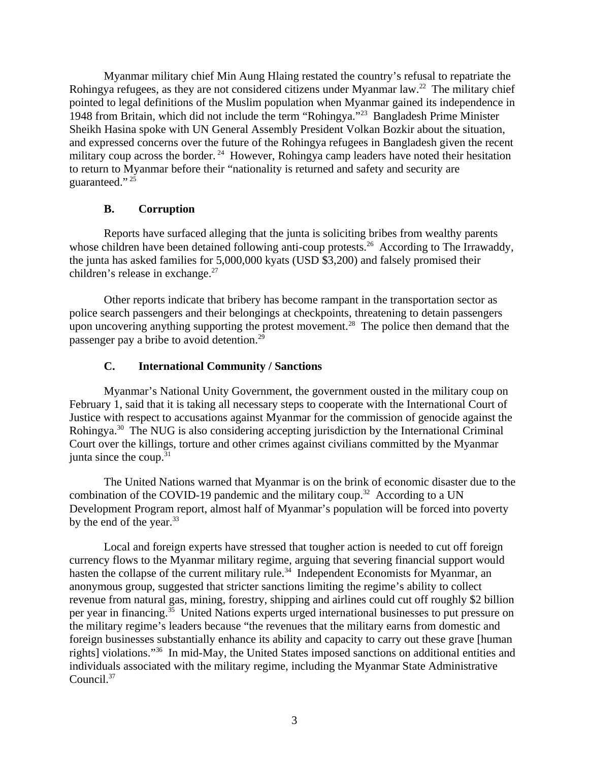Myanmar military chief Min Aung Hlaing restated the country's refusal to repatriate the Rohingya refugees, as they are not considered citizens under Myanmar law.[22] The military chief pointed to legal definitions of the Muslim population when Myanmar gained its independence in 1948 from Britain, which did not include the term "Rohingya."[23] Bangladesh Prime Minister Sheikh Hasina spoke with UN General Assembly President Volkan Bozkir about the situation, and expressed concerns over the future of the Rohingya refugees in Bangladesh given the recent military coup across the border.[24] However, Rohingya camp leaders have noted their hesitation to return to Myanmar before their "nationality is returned and safety and security are guaranteed."[25]

### B. Corruption

Reports have surfaced alleging that the junta is soliciting bribes from wealthy parents whose children have been detained following anti-coup protests.[26] According to The Irrawaddy, the junta has asked families for 5,000,000 kyats (USD $3,200) and falsely promised their children's release in exchange.[27]

Other reports indicate that bribery has become rampant in the transportation sector as police search passengers and their belongings at checkpoints, threatening to detain passengers upon uncovering anything supporting the protest movement.[28] The police then demand that the passenger pay a bribe to avoid detention.[29]

### C. International Community / Sanctions

Myanmar's National Unity Government, the government ousted in the military coup on February 1, said that it is taking all necessary steps to cooperate with the International Court of Justice with respect to accusations against Myanmar for the commission of genocide against the Rohingya.[30] The NUG is also considering accepting jurisdiction by the International Criminal Court over the killings, torture and other crimes against civilians committed by the Myanmar junta since the coup.[31]

The United Nations warned that Myanmar is on the brink of economic disaster due to the combination of the COVID-19 pandemic and the military coup.[32] According to a UN Development Program report, almost half of Myanmar's population will be forced into poverty by the end of the year.[33]

Local and foreign experts have stressed that tougher action is needed to cut off foreign currency flows to the Myanmar military regime, arguing that severing financial support would hasten the collapse of the current military rule.[34] Independent Economists for Myanmar, an anonymous group, suggested that stricter sanctions limiting the regime's ability to collect revenue from natural gas, mining, forestry, shipping and airlines could cut off roughly $2 billion per year in financing.[35] United Nations experts urged international businesses to put pressure on the military regime's leaders because "the revenues that the military earns from domestic and foreign businesses substantially enhance its ability and capacity to carry out these grave [human rights] violations."[36] In mid-May, the United States imposed sanctions on additional entities and individuals associated with the military regime, including the Myanmar State Administrative Council.[37]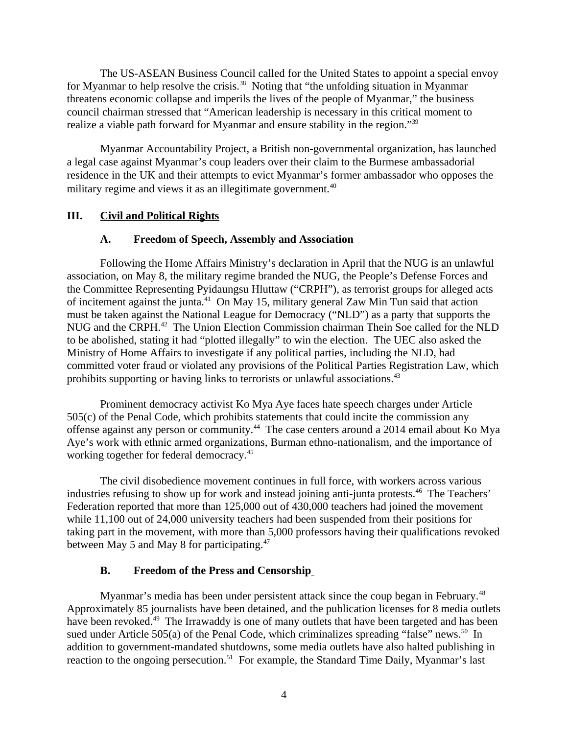The US-ASEAN Business Council called for the United States to appoint a special envoy for Myanmar to help resolve the crisis.[38] Noting that "the unfolding situation in Myanmar threatens economic collapse and imperils the lives of the people of Myanmar," the business council chairman stressed that "American leadership is necessary in this critical moment to realize a viable path forward for Myanmar and ensure stability in the region."[39]

Myanmar Accountability Project, a British non-governmental organization, has launched a legal case against Myanmar's coup leaders over their claim to the Burmese ambassadorial residence in the UK and their attempts to evict Myanmar's former ambassador who opposes the military regime and views it as an illegitimate government.[40]

## III. Civil and Political Rights

### A. Freedom of Speech, Assembly and Association

Following the Home Affairs Ministry's declaration in April that the NUG is an unlawful association, on May 8, the military regime branded the NUG, the People's Defense Forces and the Committee Representing Pyidaungsu Hluttaw ("CRPH"), as terrorist groups for alleged acts of incitement against the junta.[41] On May 15, military general Zaw Min Tun said that action must be taken against the National League for Democracy ("NLD") as a party that supports the NUG and the CRPH.[42] The Union Election Commission chairman Thein Soe called for the NLD to be abolished, stating it had "plotted illegally" to win the election. The UEC also asked the Ministry of Home Affairs to investigate if any political parties, including the NLD, had committed voter fraud or violated any provisions of the Political Parties Registration Law, which prohibits supporting or having links to terrorists or unlawful associations.[43]

Prominent democracy activist Ko Mya Aye faces hate speech charges under Article 505(c) of the Penal Code, which prohibits statements that could incite the commission any offense against any person or community.[44] The case centers around a 2014 email about Ko Mya Aye's work with ethnic armed organizations, Burman ethno-nationalism, and the importance of working together for federal democracy.[45]

The civil disobedience movement continues in full force, with workers across various industries refusing to show up for work and instead joining anti-junta protests.[46] The Teachers' Federation reported that more than 125,000 out of 430,000 teachers had joined the movement while 11,100 out of 24,000 university teachers had been suspended from their positions for taking part in the movement, with more than 5,000 professors having their qualifications revoked between May 5 and May 8 for participating.[47]

### B. Freedom of the Press and Censorship

Myanmar's media has been under persistent attack since the coup began in February.[48] Approximately 85 journalists have been detained, and the publication licenses for 8 media outlets have been revoked.[49] The Irrawaddy is one of many outlets that have been targeted and has been sued under Article 505(a) of the Penal Code, which criminalizes spreading "false" news.[50] In addition to government-mandated shutdowns, some media outlets have also halted publishing in reaction to the ongoing persecution.[51] For example, the Standard Time Daily, Myanmar's last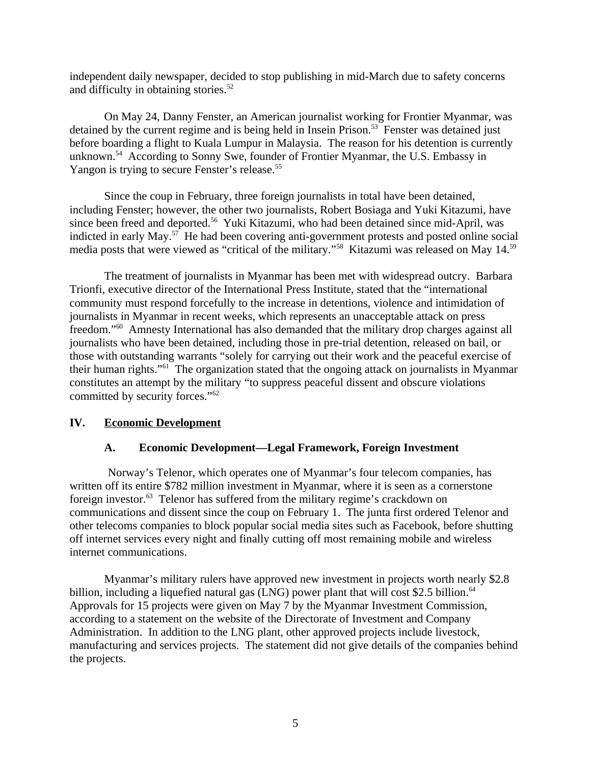independent daily newspaper, decided to stop publishing in mid-March due to safety concerns and difficulty in obtaining stories.[52]

On May 24, Danny Fenster, an American journalist working for Frontier Myanmar, was detained by the current regime and is being held in Insein Prison.[53] Fenster was detained just before boarding a flight to Kuala Lumpur in Malaysia. The reason for his detention is currently unknown.[54] According to Sonny Swe, founder of Frontier Myanmar, the U.S. Embassy in Yangon is trying to secure Fenster's release.[55]

Since the coup in February, three foreign journalists in total have been detained, including Fenster; however, the other two journalists, Robert Bosiaga and Yuki Kitazumi, have since been freed and deported.[56] Yuki Kitazumi, who had been detained since mid-April, was indicted in early May.[57] He had been covering anti-government protests and posted online social media posts that were viewed as "critical of the military."[58] Kitazumi was released on May 14.[59]

The treatment of journalists in Myanmar has been met with widespread outcry. Barbara Trionfi, executive director of the International Press Institute, stated that the "international community must respond forcefully to the increase in detentions, violence and intimidation of journalists in Myanmar in recent weeks, which represents an unacceptable attack on press freedom."[60] Amnesty International has also demanded that the military drop charges against all journalists who have been detained, including those in pre-trial detention, released on bail, or those with outstanding warrants "solely for carrying out their work and the peaceful exercise of their human rights."[61] The organization stated that the ongoing attack on journalists in Myanmar constitutes an attempt by the military "to suppress peaceful dissent and obscure violations committed by security forces."[62]

## IV. Economic Development

### A. Economic Development—Legal Framework, Foreign Investment

Norway's Telenor, which operates one of Myanmar's four telecom companies, has written off its entire $782 million investment in Myanmar, where it is seen as a cornerstone foreign investor.[63] Telenor has suffered from the military regime's crackdown on communications and dissent since the coup on February 1. The junta first ordered Telenor and other telecoms companies to block popular social media sites such as Facebook, before shutting off internet services every night and finally cutting off most remaining mobile and wireless internet communications.

Myanmar's military rulers have approved new investment in projects worth nearly $2.8 billion, including a liquefied natural gas (LNG) power plant that will cost $2.5 billion.[64] Approvals for 15 projects were given on May 7 by the Myanmar Investment Commission, according to a statement on the website of the Directorate of Investment and Company Administration. In addition to the LNG plant, other approved projects include livestock, manufacturing and services projects. The statement did not give details of the companies behind the projects.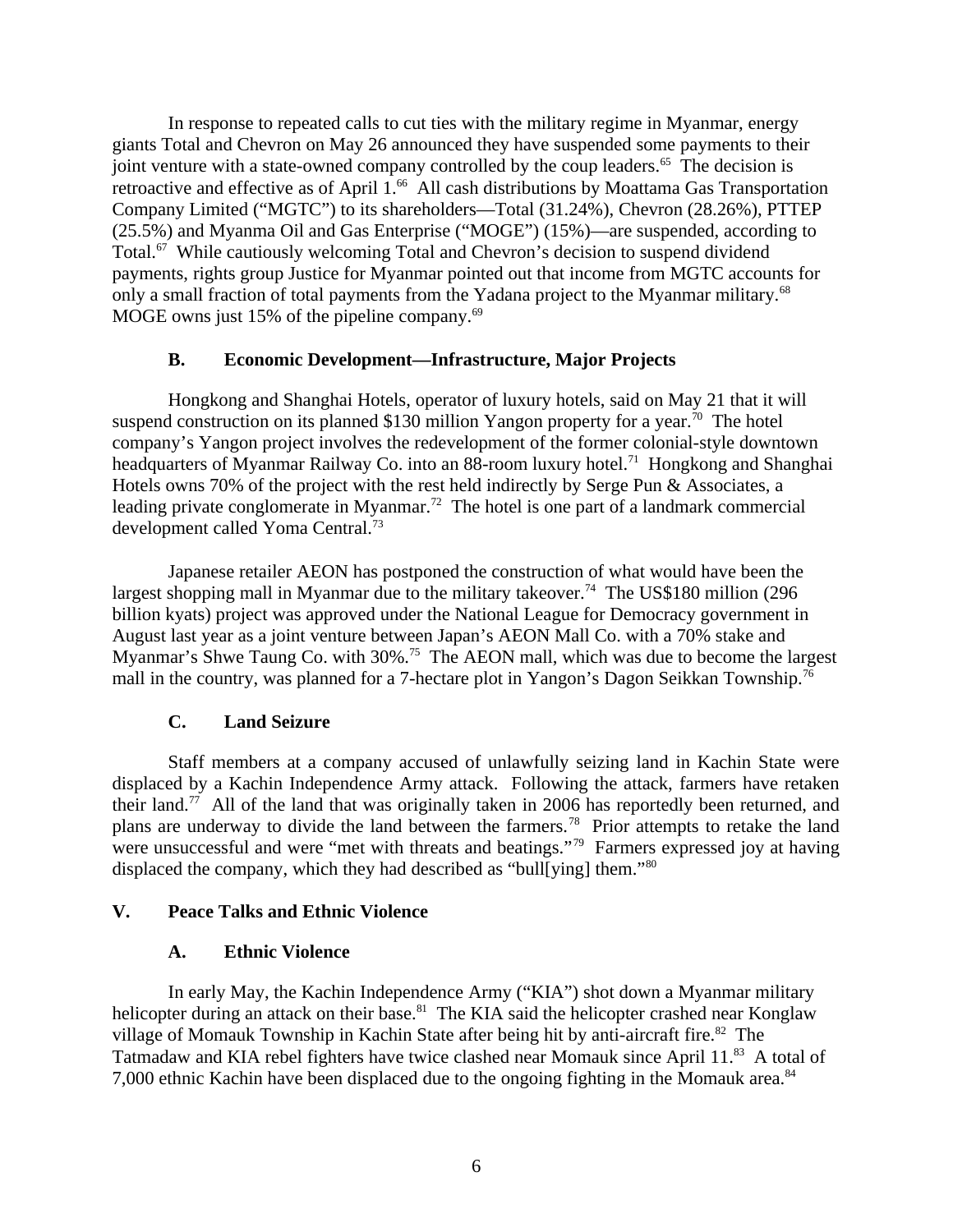In response to repeated calls to cut ties with the military regime in Myanmar, energy giants Total and Chevron on May 26 announced they have suspended some payments to their joint venture with a state-owned company controlled by the coup leaders.[65] The decision is retroactive and effective as of April 1.[66] All cash distributions by Moattama Gas Transportation Company Limited ("MGTC") to its shareholders—Total (31.24%), Chevron (28.26%), PTTEP (25.5%) and Myanma Oil and Gas Enterprise ("MOGE") (15%)—are suspended, according to Total.[67] While cautiously welcoming Total and Chevron's decision to suspend dividend payments, rights group Justice for Myanmar pointed out that income from MGTC accounts for only a small fraction of total payments from the Yadana project to the Myanmar military.[68] MOGE owns just 15% of the pipeline company.[69]

### B. Economic Development—Infrastructure, Major Projects

Hongkong and Shanghai Hotels, operator of luxury hotels, said on May 21 that it will suspend construction on its planned $130 million Yangon property for a year.[70] The hotel company's Yangon project involves the redevelopment of the former colonial-style downtown headquarters of Myanmar Railway Co. into an 88-room luxury hotel.[71] Hongkong and Shanghai Hotels owns 70% of the project with the rest held indirectly by Serge Pun & Associates, a leading private conglomerate in Myanmar.[72] The hotel is one part of a landmark commercial development called Yoma Central.[73]

Japanese retailer AEON has postponed the construction of what would have been the largest shopping mall in Myanmar due to the military takeover.[74] The US$180 million (296 billion kyats) project was approved under the National League for Democracy government in August last year as a joint venture between Japan's AEON Mall Co. with a 70% stake and Myanmar's Shwe Taung Co. with 30%.[75] The AEON mall, which was due to become the largest mall in the country, was planned for a 7-hectare plot in Yangon's Dagon Seikkan Township.[76]

### C. Land Seizure

Staff members at a company accused of unlawfully seizing land in Kachin State were displaced by a Kachin Independence Army attack. Following the attack, farmers have retaken their land.[77] All of the land that was originally taken in 2006 has reportedly been returned, and plans are underway to divide the land between the farmers.[78] Prior attempts to retake the land were unsuccessful and were "met with threats and beatings."[79] Farmers expressed joy at having displaced the company, which they had described as "bull[ying] them."[80]

## V. Peace Talks and Ethnic Violence

### A. Ethnic Violence

In early May, the Kachin Independence Army ("KIA") shot down a Myanmar military helicopter during an attack on their base.[81] The KIA said the helicopter crashed near Konglaw village of Momauk Township in Kachin State after being hit by anti-aircraft fire.[82] The Tatmadaw and KIA rebel fighters have twice clashed near Momauk since April 11.[83] A total of 7,000 ethnic Kachin have been displaced due to the ongoing fighting in the Momauk area.[84]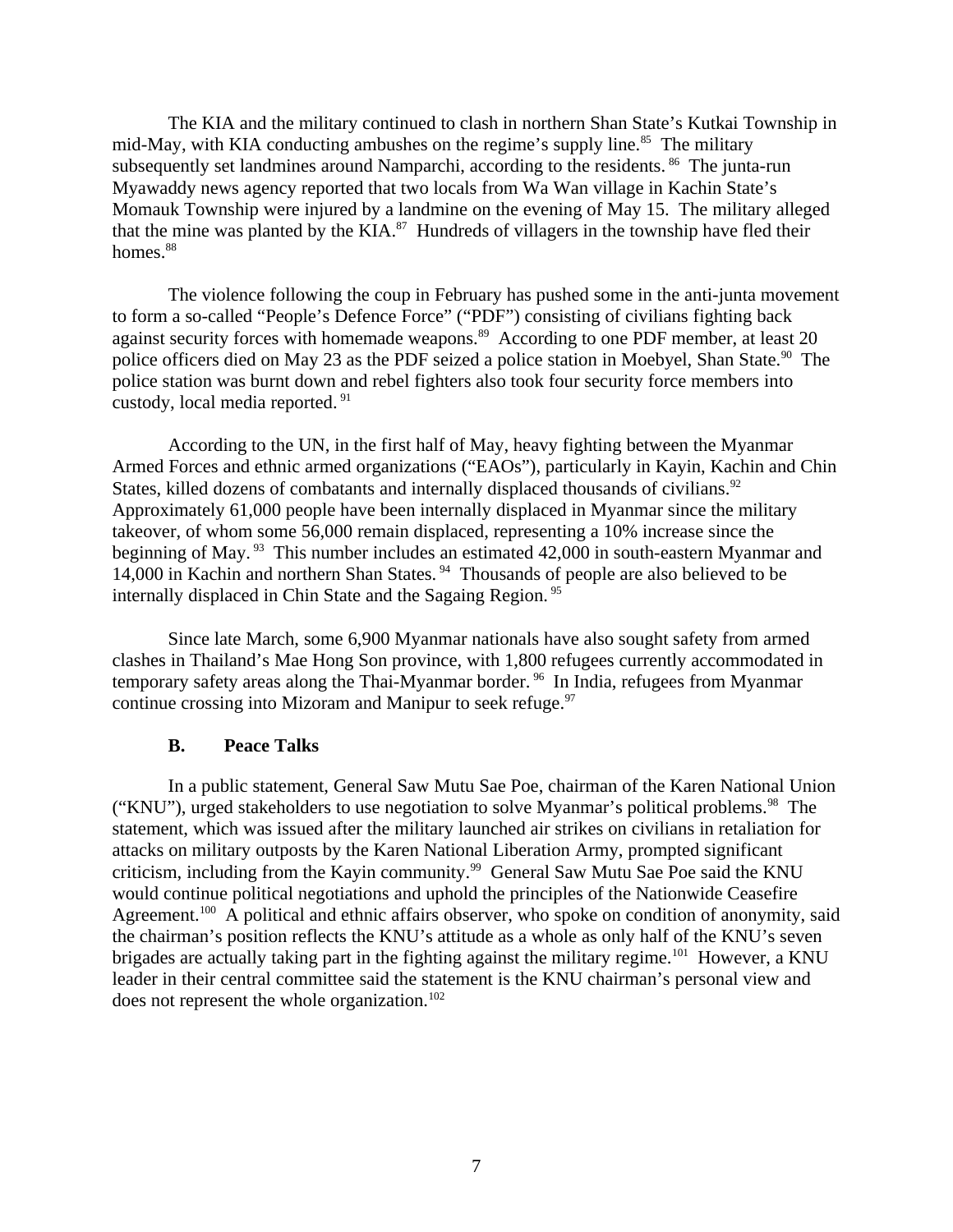The KIA and the military continued to clash in northern Shan State's Kutkai Township in mid-May, with KIA conducting ambushes on the regime's supply line.[85] The military subsequently set landmines around Namparchi, according to the residents.[86] The junta-run Myawaddy news agency reported that two locals from Wa Wan village in Kachin State's Momauk Township were injured by a landmine on the evening of May 15. The military alleged that the mine was planted by the KIA.[87] Hundreds of villagers in the township have fled their homes.[88]

The violence following the coup in February has pushed some in the anti-junta movement to form a so-called "People's Defence Force" ("PDF") consisting of civilians fighting back against security forces with homemade weapons.[89] According to one PDF member, at least 20 police officers died on May 23 as the PDF seized a police station in Moebyel, Shan State.[90] The police station was burnt down and rebel fighters also took four security force members into custody, local media reported.[91]

According to the UN, in the first half of May, heavy fighting between the Myanmar Armed Forces and ethnic armed organizations ("EAOs"), particularly in Kayin, Kachin and Chin States, killed dozens of combatants and internally displaced thousands of civilians.[92] Approximately 61,000 people have been internally displaced in Myanmar since the military takeover, of whom some 56,000 remain displaced, representing a 10% increase since the beginning of May.[93] This number includes an estimated 42,000 in south-eastern Myanmar and 14,000 in Kachin and northern Shan States.[94] Thousands of people are also believed to be internally displaced in Chin State and the Sagaing Region.[95]

Since late March, some 6,900 Myanmar nationals have also sought safety from armed clashes in Thailand's Mae Hong Son province, with 1,800 refugees currently accommodated in temporary safety areas along the Thai-Myanmar border.[96] In India, refugees from Myanmar continue crossing into Mizoram and Manipur to seek refuge.[97]

### B. Peace Talks

In a public statement, General Saw Mutu Sae Poe, chairman of the Karen National Union ("KNU"), urged stakeholders to use negotiation to solve Myanmar's political problems.[98] The statement, which was issued after the military launched air strikes on civilians in retaliation for attacks on military outposts by the Karen National Liberation Army, prompted significant criticism, including from the Kayin community.[99] General Saw Mutu Sae Poe said the KNU would continue political negotiations and uphold the principles of the Nationwide Ceasefire Agreement.[100] A political and ethnic affairs observer, who spoke on condition of anonymity, said the chairman's position reflects the KNU's attitude as a whole as only half of the KNU's seven brigades are actually taking part in the fighting against the military regime.[101] However, a KNU leader in their central committee said the statement is the KNU chairman's personal view and does not represent the whole organization.[102]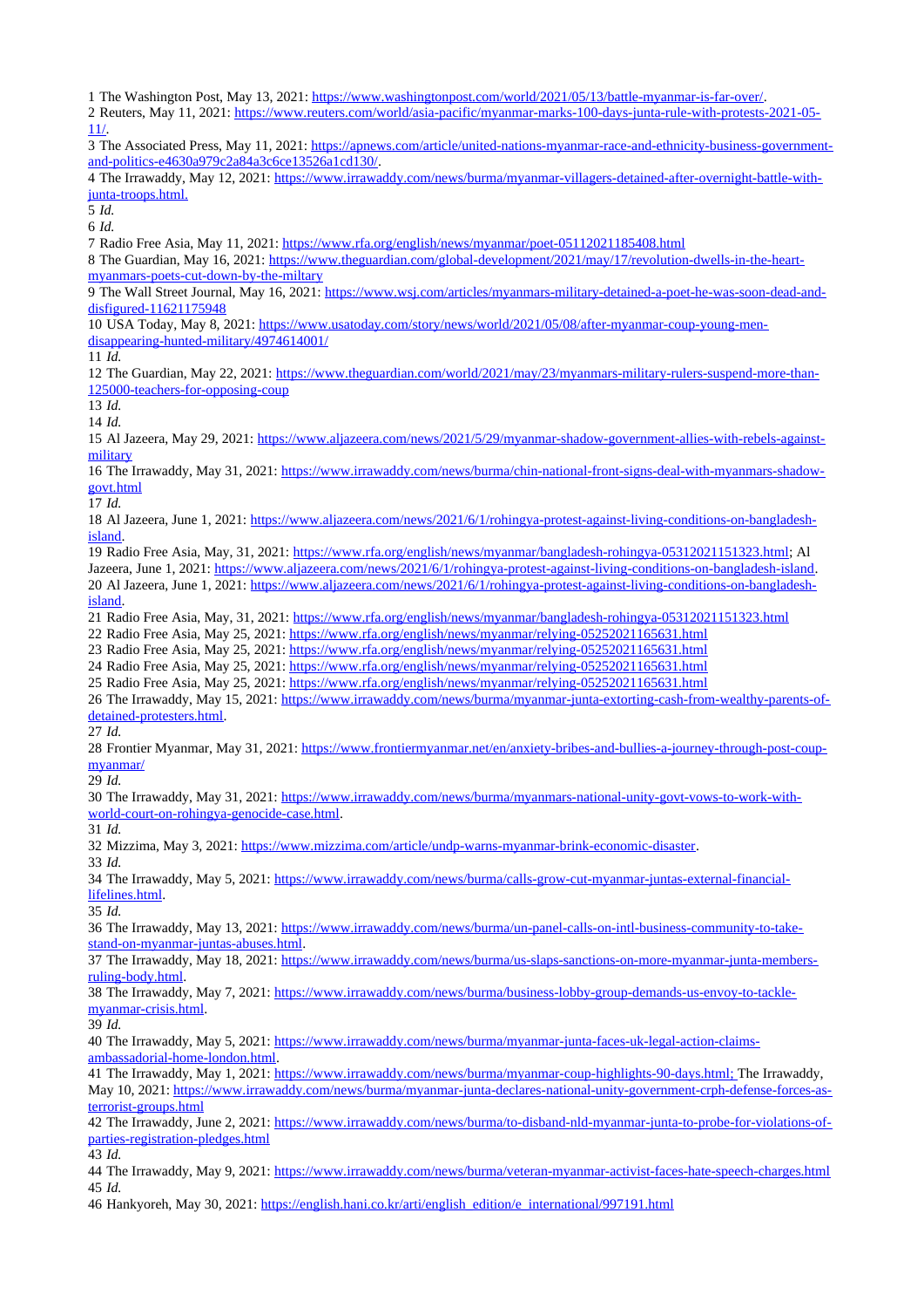1 The Washington Post, May 13, 2021: https://www.washingtonpost.com/world/2021/05/13/battle-myanmar-is-far-over/.
2 Reuters, May 11, 2021: https://www.reuters.com/world/asia-pacific/myanmar-marks-100-days-junta-rule-with-protests-2021-05-11/.
3 The Associated Press, May 11, 2021: https://apnews.com/article/united-nations-myanmar-race-and-ethnicity-business-government-and-politics-e4630a979c2a84a3c6ce13526a1cd130/.
4 The Irrawaddy, May 12, 2021: https://www.irrawaddy.com/news/burma/myanmar-villagers-detained-after-overnight-battle-with-junta-troops.html.
5 *Id.*
6 *Id.*
7 Radio Free Asia, May 11, 2021: https://www.rfa.org/english/news/myanmar/poet-05112021185408.html
8 The Guardian, May 16, 2021: https://www.theguardian.com/global-development/2021/may/17/revolution-dwells-in-the-heart-myanmars-poets-cut-down-by-the-miltary
9 The Wall Street Journal, May 16, 2021: https://www.wsj.com/articles/myanmars-military-detained-a-poet-he-was-soon-dead-and-disfigured-11621175948
10 USA Today, May 8, 2021: https://www.usatoday.com/story/news/world/2021/05/08/after-myanmar-coup-young-men-disappearing-hunted-military/4974614001/
11 *Id.*
12 The Guardian, May 22, 2021: https://www.theguardian.com/world/2021/may/23/myanmars-military-rulers-suspend-more-than-125000-teachers-for-opposing-coup
13 *Id.*
14 *Id.*
15 Al Jazeera, May 29, 2021: https://www.aljazeera.com/news/2021/5/29/myanmar-shadow-government-allies-with-rebels-against-military
16 The Irrawaddy, May 31, 2021: https://www.irrawaddy.com/news/burma/chin-national-front-signs-deal-with-myanmars-shadow-govt.html
17 *Id.*
18 Al Jazeera, June 1, 2021: https://www.aljazeera.com/news/2021/6/1/rohingya-protest-against-living-conditions-on-bangladesh-island.
19 Radio Free Asia, May, 31, 2021: https://www.rfa.org/english/news/myanmar/bangladesh-rohingya-05312021151323.html; Al Jazeera, June 1, 2021: https://www.aljazeera.com/news/2021/6/1/rohingya-protest-against-living-conditions-on-bangladesh-island.
20 Al Jazeera, June 1, 2021: https://www.aljazeera.com/news/2021/6/1/rohingya-protest-against-living-conditions-on-bangladesh-island.
21 Radio Free Asia, May, 31, 2021: https://www.rfa.org/english/news/myanmar/bangladesh-rohingya-05312021151323.html
22 Radio Free Asia, May 25, 2021: https://www.rfa.org/english/news/myanmar/relying-05252021165631.html
23 Radio Free Asia, May 25, 2021: https://www.rfa.org/english/news/myanmar/relying-05252021165631.html
24 Radio Free Asia, May 25, 2021: https://www.rfa.org/english/news/myanmar/relying-05252021165631.html
25 Radio Free Asia, May 25, 2021: https://www.rfa.org/english/news/myanmar/relying-05252021165631.html
26 The Irrawaddy, May 15, 2021: https://www.irrawaddy.com/news/burma/myanmar-junta-extorting-cash-from-wealthy-parents-of-detained-protesters.html.
27 *Id.*
28 Frontier Myanmar, May 31, 2021: https://www.frontiermyanmar.net/en/anxiety-bribes-and-bullies-a-journey-through-post-coup-myanmar/
29 *Id.*
30 The Irrawaddy, May 31, 2021: https://www.irrawaddy.com/news/burma/myanmars-national-unity-govt-vows-to-work-with-world-court-on-rohingya-genocide-case.html.
31 *Id.*
32 Mizzima, May 3, 2021: https://www.mizzima.com/article/undp-warns-myanmar-brink-economic-disaster.
33 *Id.*
34 The Irrawaddy, May 5, 2021: https://www.irrawaddy.com/news/burma/calls-grow-cut-myanmar-juntas-external-financial-lifelines.html.
35 *Id.*
36 The Irrawaddy, May 13, 2021: https://www.irrawaddy.com/news/burma/un-panel-calls-on-intl-business-community-to-take-stand-on-myanmar-juntas-abuses.html.
37 The Irrawaddy, May 18, 2021: https://www.irrawaddy.com/news/burma/us-slaps-sanctions-on-more-myanmar-junta-members-ruling-body.html.
38 The Irrawaddy, May 7, 2021: https://www.irrawaddy.com/news/burma/business-lobby-group-demands-us-envoy-to-tackle-myanmar-crisis.html.
39 *Id.*
40 The Irrawaddy, May 5, 2021: https://www.irrawaddy.com/news/burma/myanmar-junta-faces-uk-legal-action-claims-ambassadorial-home-london.html.
41 The Irrawaddy, May 1, 2021: https://www.irrawaddy.com/news/burma/myanmar-coup-highlights-90-days.html; The Irrawaddy, May 10, 2021: https://www.irrawaddy.com/news/burma/myanmar-junta-declares-national-unity-government-crph-defense-forces-as-terrorist-groups.html
42 The Irrawaddy, June 2, 2021: https://www.irrawaddy.com/news/burma/to-disband-nld-myanmar-junta-to-probe-for-violations-of-parties-registration-pledges.html
43 *Id.*
44 The Irrawaddy, May 9, 2021: https://www.irrawaddy.com/news/burma/veteran-myanmar-activist-faces-hate-speech-charges.html
45 *Id.*
46 Hankyoreh, May 30, 2021: https://english.hani.co.kr/arti/english_edition/e_international/997191.html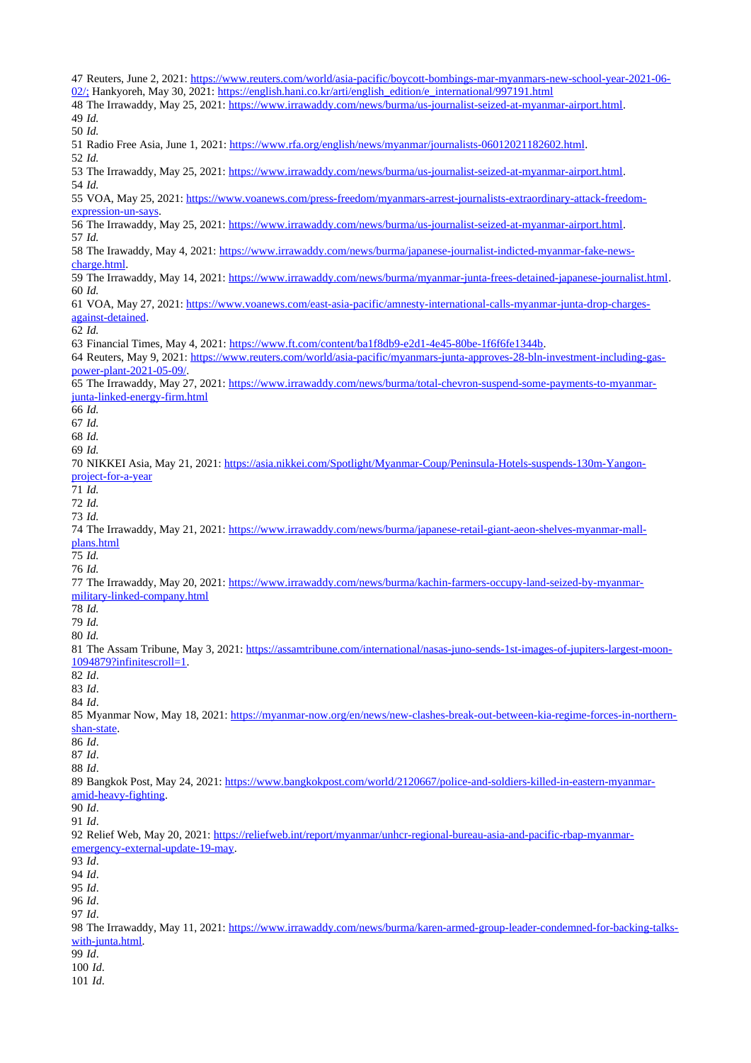47 Reuters, June 2, 2021: https://www.reuters.com/world/asia-pacific/boycott-bombings-mar-myanmars-new-school-year-2021-06-02/; Hankyoreh, May 30, 2021: https://english.hani.co.kr/arti/english_edition/e_international/997191.html

48 The Irrawaddy, May 25, 2021: https://www.irrawaddy.com/news/burma/us-journalist-seized-at-myanmar-airport.html.

49 *Id.*

50 *Id.*

51 Radio Free Asia, June 1, 2021: https://www.rfa.org/english/news/myanmar/journalists-06012021182602.html.

52 *Id.*

53 The Irrawaddy, May 25, 2021: https://www.irrawaddy.com/news/burma/us-journalist-seized-at-myanmar-airport.html.

54 *Id.*

55 VOA, May 25, 2021: https://www.voanews.com/press-freedom/myanmars-arrest-journalists-extraordinary-attack-freedom-expression-un-says.

56 The Irrawaddy, May 25, 2021: https://www.irrawaddy.com/news/burma/us-journalist-seized-at-myanmar-airport.html.

57 *Id.*

58 The Irawaddy, May 4, 2021: https://www.irrawaddy.com/news/burma/japanese-journalist-indicted-myanmar-fake-news-charge.html.

59 The Irrawaddy, May 14, 2021: https://www.irrawaddy.com/news/burma/myanmar-junta-frees-detained-japanese-journalist.html.

60 *Id.*

61 VOA, May 27, 2021: https://www.voanews.com/east-asia-pacific/amnesty-international-calls-myanmar-junta-drop-charges-against-detained.

62 *Id.*

63 Financial Times, May 4, 2021: https://www.ft.com/content/ba1f8db9-e2d1-4e45-80be-1f6f6fe1344b.

64 Reuters, May 9, 2021: https://www.reuters.com/world/asia-pacific/myanmars-junta-approves-28-bln-investment-including-gas-power-plant-2021-05-09/.

65 The Irrawaddy, May 27, 2021: https://www.irrawaddy.com/news/burma/total-chevron-suspend-some-payments-to-myanmar-junta-linked-energy-firm.html

66 *Id.*

67 *Id.*

68 *Id.*

69 *Id.*

70 NIKKEI Asia, May 21, 2021: https://asia.nikkei.com/Spotlight/Myanmar-Coup/Peninsula-Hotels-suspends-130m-Yangon-project-for-a-year

71 *Id.*

72 *Id.*

73 *Id.*

74 The Irrawaddy, May 21, 2021: https://www.irrawaddy.com/news/burma/japanese-retail-giant-aeon-shelves-myanmar-mall-plans.html

75 *Id.*

76 *Id.*

77 The Irrawaddy, May 20, 2021: https://www.irrawaddy.com/news/burma/kachin-farmers-occupy-land-seized-by-myanmar-military-linked-company.html

78 *Id.*

79 *Id.*

80 *Id.*

81 The Assam Tribune, May 3, 2021: https://assamtribune.com/international/nasas-juno-sends-1st-images-of-jupiters-largest-moon-1094879?infinitescroll=1.

82 *Id*.

83 *Id*.

84 *Id*.

85 Myanmar Now, May 18, 2021: https://myanmar-now.org/en/news/new-clashes-break-out-between-kia-regime-forces-in-northern-shan-state.

86 *Id*.

87 *Id*.

88 *Id*.

89 Bangkok Post, May 24, 2021: https://www.bangkokpost.com/world/2120667/police-and-soldiers-killed-in-eastern-myanmar-amid-heavy-fighting.

90 *Id*.

91 *Id*.

92 Relief Web, May 20, 2021: https://reliefweb.int/report/myanmar/unhcr-regional-bureau-asia-and-pacific-rbap-myanmar-emergency-external-update-19-may.

93 *Id*.

94 *Id*.

95 *Id*.

96 *Id*.

97 *Id*.

98 The Irrawaddy, May 11, 2021: https://www.irrawaddy.com/news/burma/karen-armed-group-leader-condemned-for-backing-talks-with-junta.html.

99 *Id*.

100 *Id*.

101 *Id*.